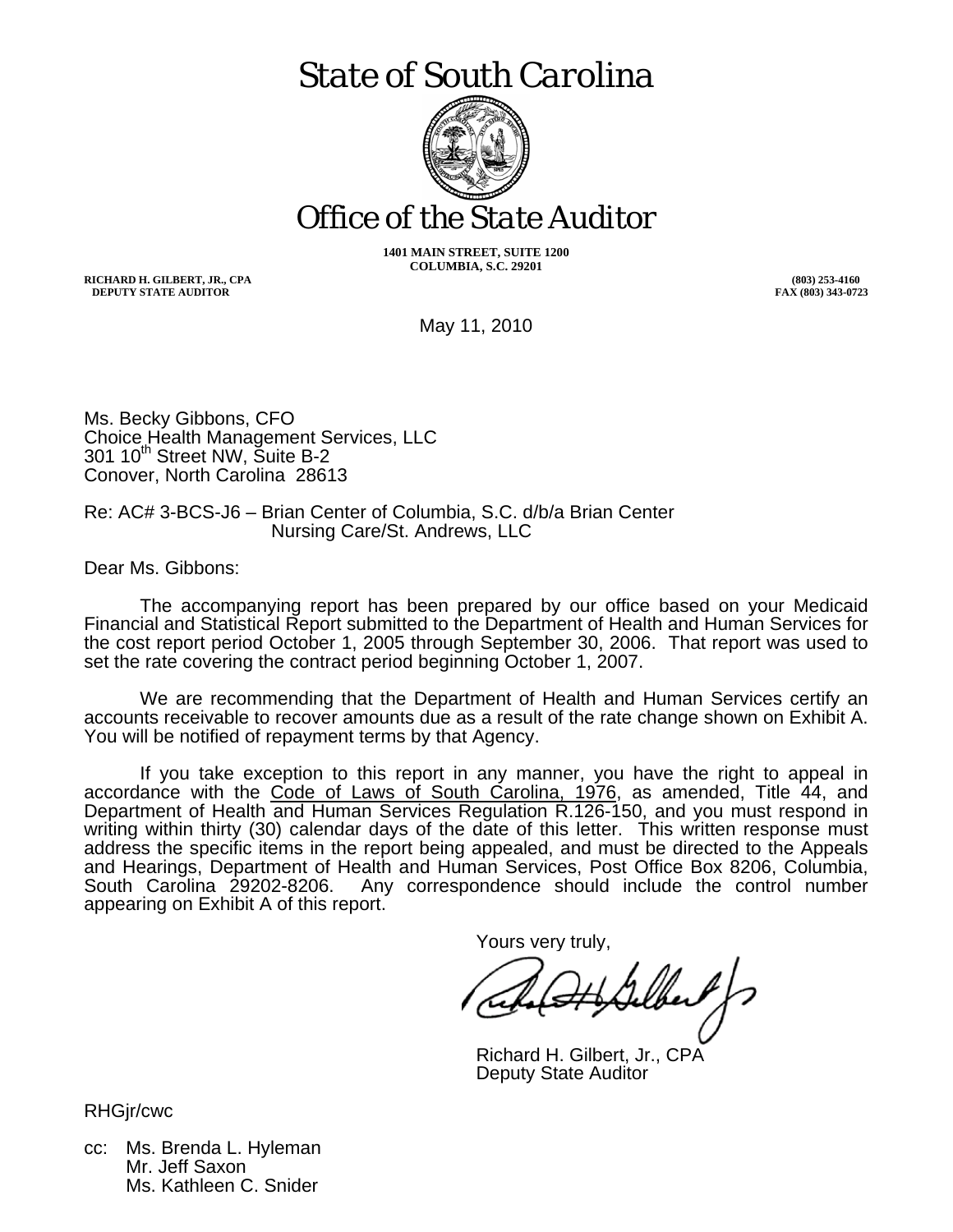# State of South Carolina

# Office of the State Auditor

**1401 MAIN STREET, SUITE 1200**
**COLUMBIA, S.C. 29201**

**RICHARD H. GILBERT, JR., CPA**
**DEPUTY STATE AUDITOR**

**(803) 253-4160**
**FAX (803) 343-0723**

May 11, 2010

Ms. Becky Gibbons, CFO
Choice Health Management Services, LLC
301 10th Street NW, Suite B-2
Conover, North Carolina 28613

Re: AC# 3-BCS-J6 – Brian Center of Columbia, S.C. d/b/a Brian Center Nursing Care/St. Andrews, LLC

Dear Ms. Gibbons:

The accompanying report has been prepared by our office based on your Medicaid Financial and Statistical Report submitted to the Department of Health and Human Services for the cost report period October 1, 2005 through September 30, 2006. That report was used to set the rate covering the contract period beginning October 1, 2007.

We are recommending that the Department of Health and Human Services certify an accounts receivable to recover amounts due as a result of the rate change shown on Exhibit A. You will be notified of repayment terms by that Agency.

If you take exception to this report in any manner, you have the right to appeal in accordance with the Code of Laws of South Carolina, 1976, as amended, Title 44, and Department of Health and Human Services Regulation R.126-150, and you must respond in writing within thirty (30) calendar days of the date of this letter. This written response must address the specific items in the report being appealed, and must be directed to the Appeals and Hearings, Department of Health and Human Services, Post Office Box 8206, Columbia, South Carolina 29202-8206. Any correspondence should include the control number appearing on Exhibit A of this report.

Yours very truly,

Richard H. Gilbert, Jr., CPA
Deputy State Auditor

RHGjr/cwc

cc: Ms. Brenda L. Hyleman
Mr. Jeff Saxon
Ms. Kathleen C. Snider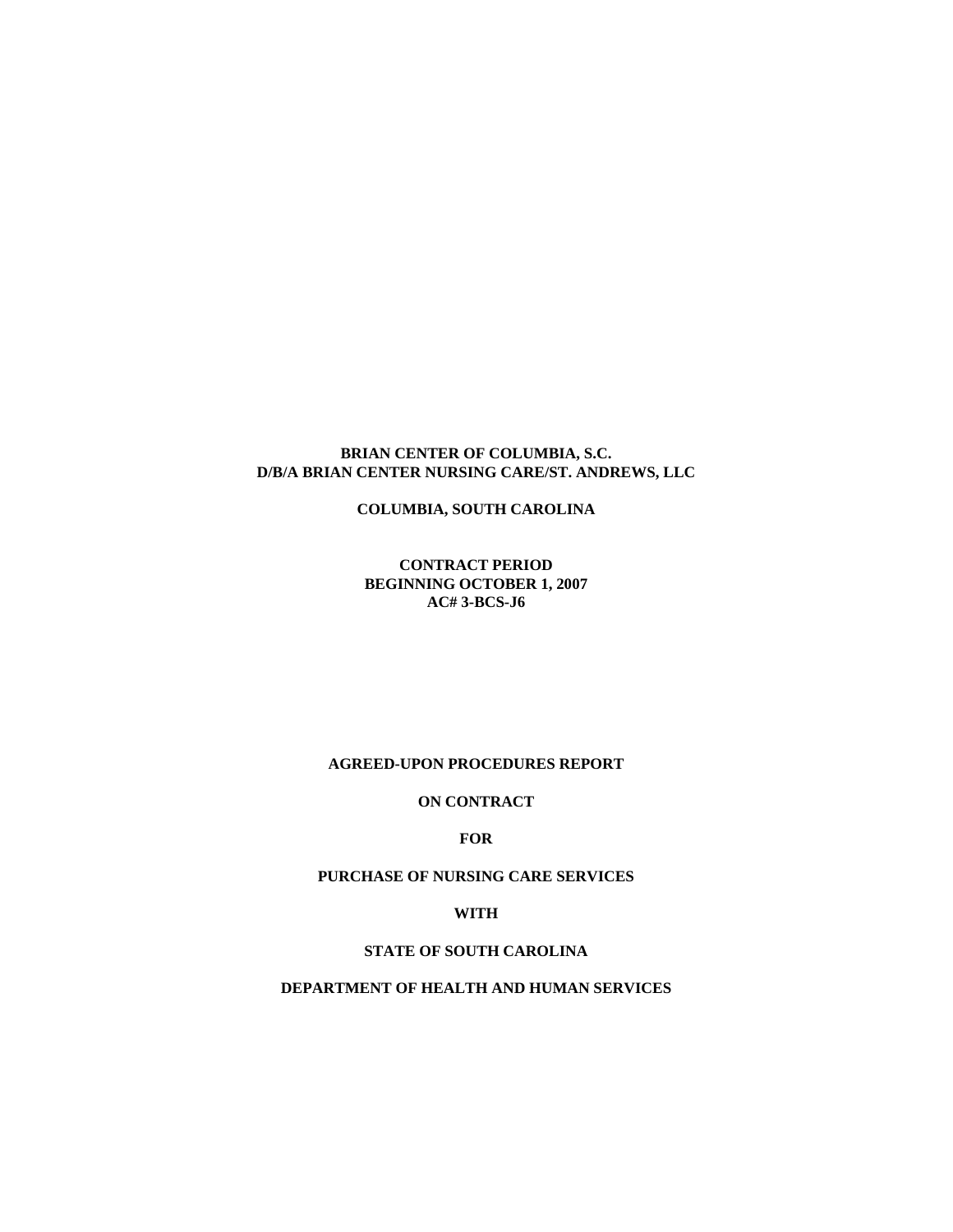**BRIAN CENTER OF COLUMBIA, S.C.**
**D/B/A BRIAN CENTER NURSING CARE/ST. ANDREWS, LLC**

**COLUMBIA, SOUTH CAROLINA**

**CONTRACT PERIOD**
**BEGINNING OCTOBER 1, 2007**
**AC# 3-BCS-J6**

**AGREED-UPON PROCEDURES REPORT**

**ON CONTRACT**

**FOR**

**PURCHASE OF NURSING CARE SERVICES**

**WITH**

**STATE OF SOUTH CAROLINA**

**DEPARTMENT OF HEALTH AND HUMAN SERVICES**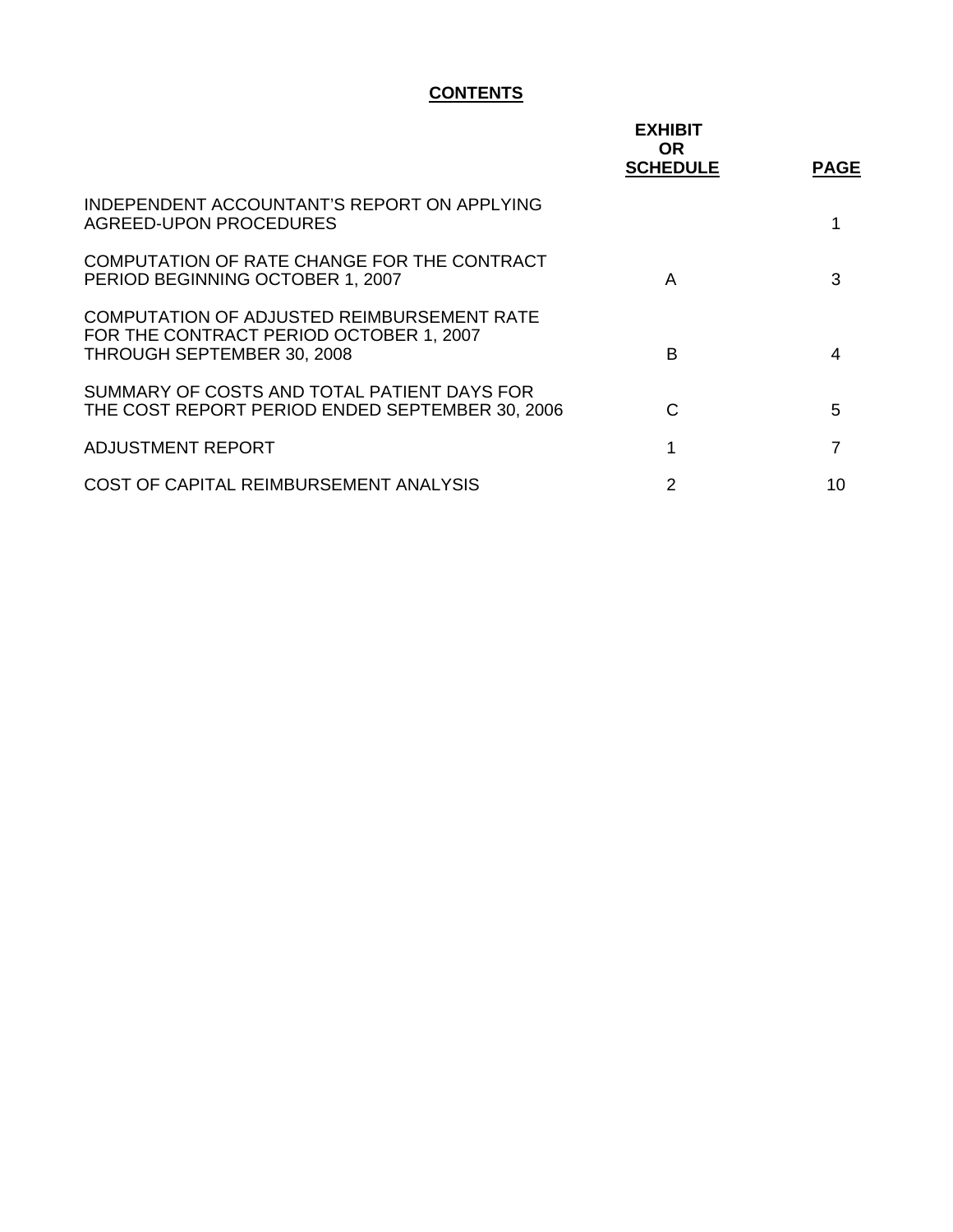# CONTENTS

| | EXHIBIT OR SCHEDULE | PAGE |
|---|---|---|
| INDEPENDENT ACCOUNTANT'S REPORT ON APPLYING AGREED-UPON PROCEDURES | | 1 |
| COMPUTATION OF RATE CHANGE FOR THE CONTRACT PERIOD BEGINNING OCTOBER 1, 2007 | A | 3 |
| COMPUTATION OF ADJUSTED REIMBURSEMENT RATE FOR THE CONTRACT PERIOD OCTOBER 1, 2007 THROUGH SEPTEMBER 30, 2008 | B | 4 |
| SUMMARY OF COSTS AND TOTAL PATIENT DAYS FOR THE COST REPORT PERIOD ENDED SEPTEMBER 30, 2006 | C | 5 |
| ADJUSTMENT REPORT | 1 | 7 |
| COST OF CAPITAL REIMBURSEMENT ANALYSIS | 2 | 10 |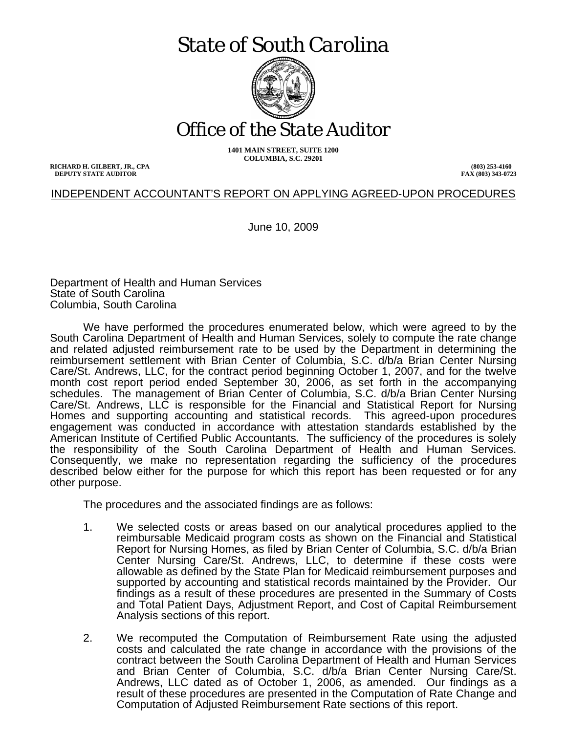# State of South Carolina

# Office of the State Auditor

**1401 MAIN STREET, SUITE 1200**
**COLUMBIA, S.C. 29201**

**RICHARD H. GILBERT, JR., CPA**
**DEPUTY STATE AUDITOR**

**(803) 253-4160**
**FAX (803) 343-0723**

INDEPENDENT ACCOUNTANT'S REPORT ON APPLYING AGREED-UPON PROCEDURES

June 10, 2009

Department of Health and Human Services
State of South Carolina
Columbia, South Carolina

We have performed the procedures enumerated below, which were agreed to by the South Carolina Department of Health and Human Services, solely to compute the rate change and related adjusted reimbursement rate to be used by the Department in determining the reimbursement settlement with Brian Center of Columbia, S.C. d/b/a Brian Center Nursing Care/St. Andrews, LLC, for the contract period beginning October 1, 2007, and for the twelve month cost report period ended September 30, 2006, as set forth in the accompanying schedules. The management of Brian Center of Columbia, S.C. d/b/a Brian Center Nursing Care/St. Andrews, LLC is responsible for the Financial and Statistical Report for Nursing Homes and supporting accounting and statistical records. This agreed-upon procedures engagement was conducted in accordance with attestation standards established by the American Institute of Certified Public Accountants. The sufficiency of the procedures is solely the responsibility of the South Carolina Department of Health and Human Services. Consequently, we make no representation regarding the sufficiency of the procedures described below either for the purpose for which this report has been requested or for any other purpose.

The procedures and the associated findings are as follows:

1. We selected costs or areas based on our analytical procedures applied to the reimbursable Medicaid program costs as shown on the Financial and Statistical Report for Nursing Homes, as filed by Brian Center of Columbia, S.C. d/b/a Brian Center Nursing Care/St. Andrews, LLC, to determine if these costs were allowable as defined by the State Plan for Medicaid reimbursement purposes and supported by accounting and statistical records maintained by the Provider. Our findings as a result of these procedures are presented in the Summary of Costs and Total Patient Days, Adjustment Report, and Cost of Capital Reimbursement Analysis sections of this report.

2. We recomputed the Computation of Reimbursement Rate using the adjusted costs and calculated the rate change in accordance with the provisions of the contract between the South Carolina Department of Health and Human Services and Brian Center of Columbia, S.C. d/b/a Brian Center Nursing Care/St. Andrews, LLC dated as of October 1, 2006, as amended. Our findings as a result of these procedures are presented in the Computation of Rate Change and Computation of Adjusted Reimbursement Rate sections of this report.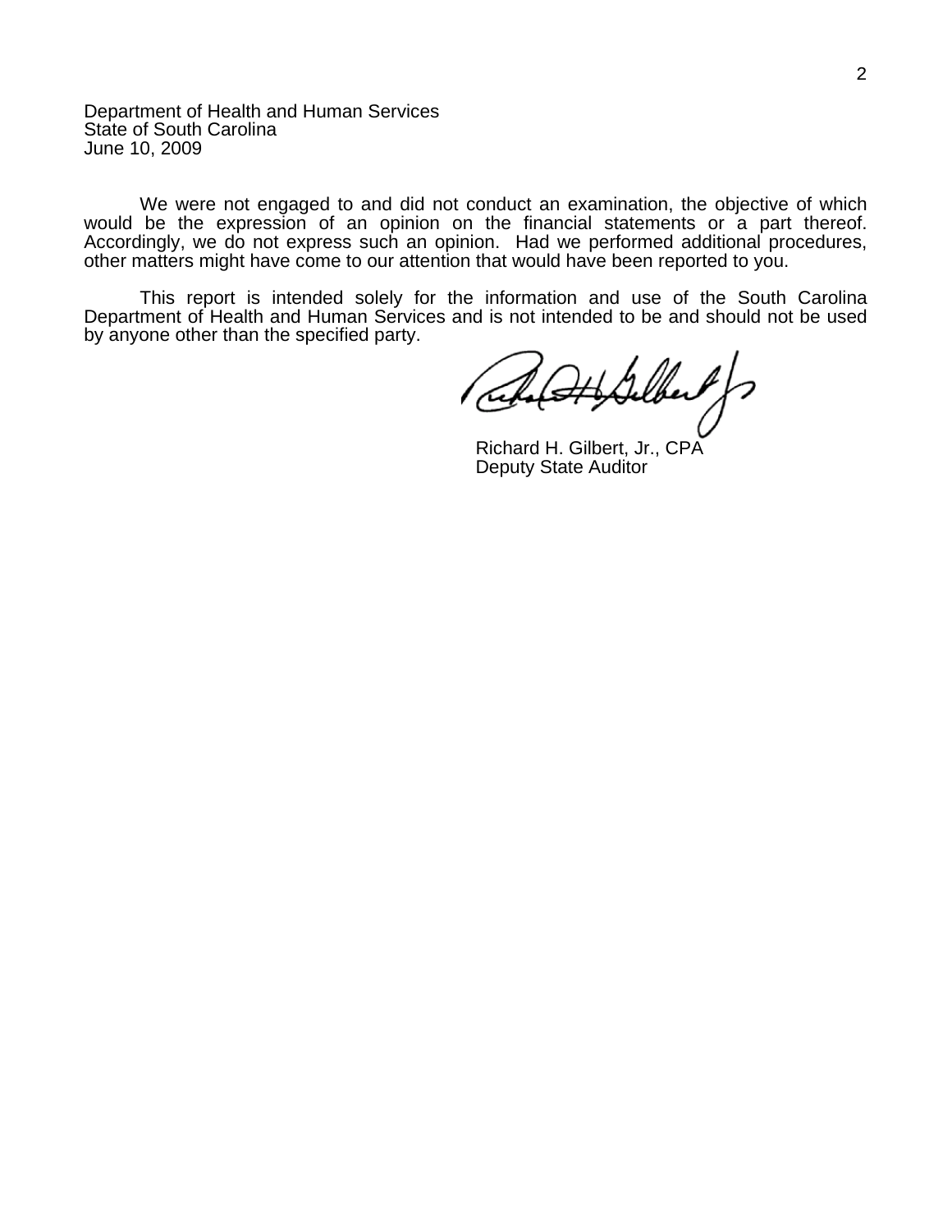Department of Health and Human Services
State of South Carolina
June 10, 2009

We were not engaged to and did not conduct an examination, the objective of which would be the expression of an opinion on the financial statements or a part thereof. Accordingly, we do not express such an opinion. Had we performed additional procedures, other matters might have come to our attention that would have been reported to you.

This report is intended solely for the information and use of the South Carolina Department of Health and Human Services and is not intended to be and should not be used by anyone other than the specified party.

Richard H. Gilbert, Jr., CPA
Deputy State Auditor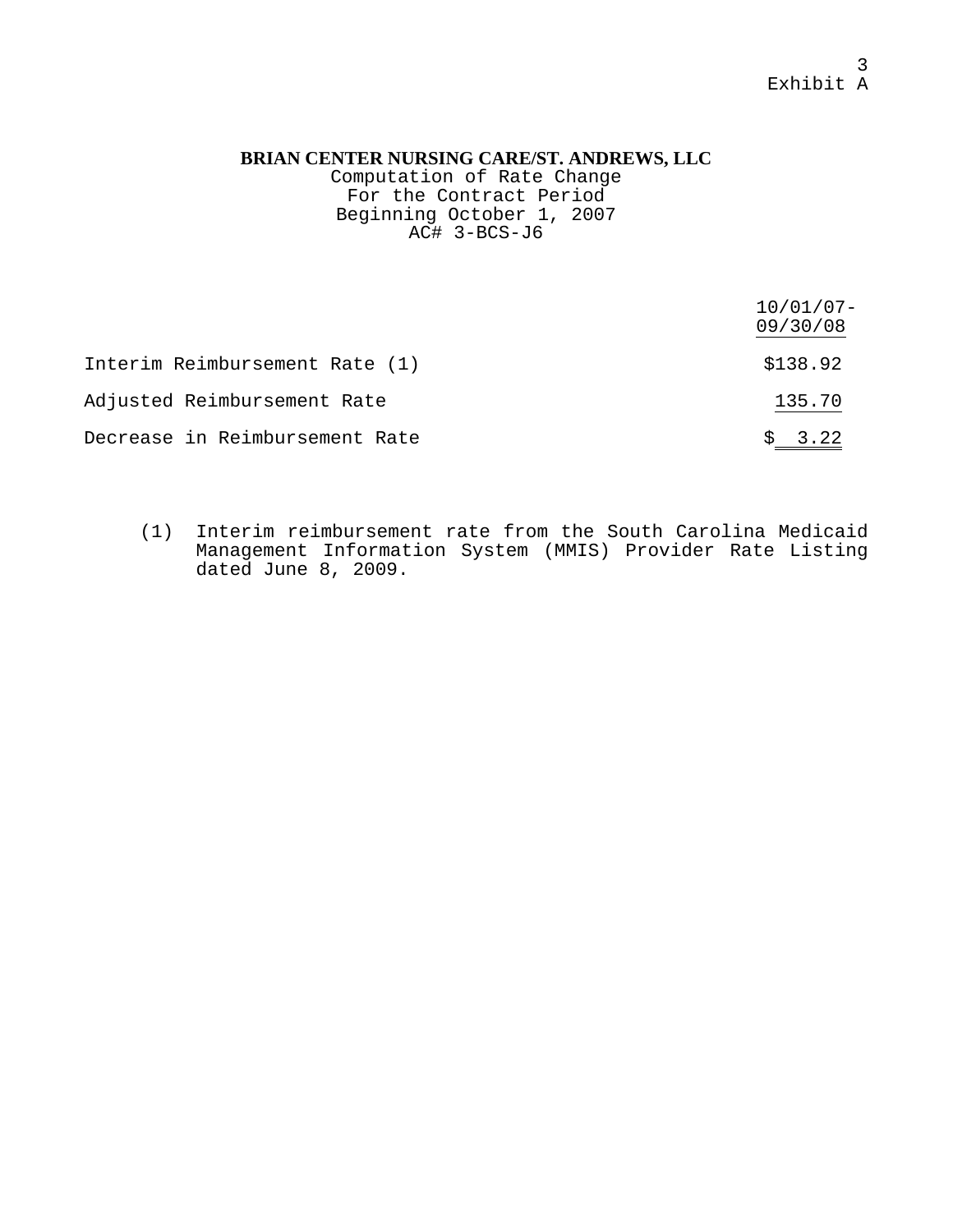Exhibit A

**BRIAN CENTER NURSING CARE/ST. ANDREWS, LLC**
Computation of Rate Change
For the Contract Period
Beginning October 1, 2007
AC# 3-BCS-J6

| | 10/01/07-09/30/08 |
|---|---|
| Interim Reimbursement Rate (1) | $138.92 |
| Adjusted Reimbursement Rate | 135.70 |
| Decrease in Reimbursement Rate | $ 3.22 |

(1) Interim reimbursement rate from the South Carolina Medicaid Management Information System (MMIS) Provider Rate Listing dated June 8, 2009.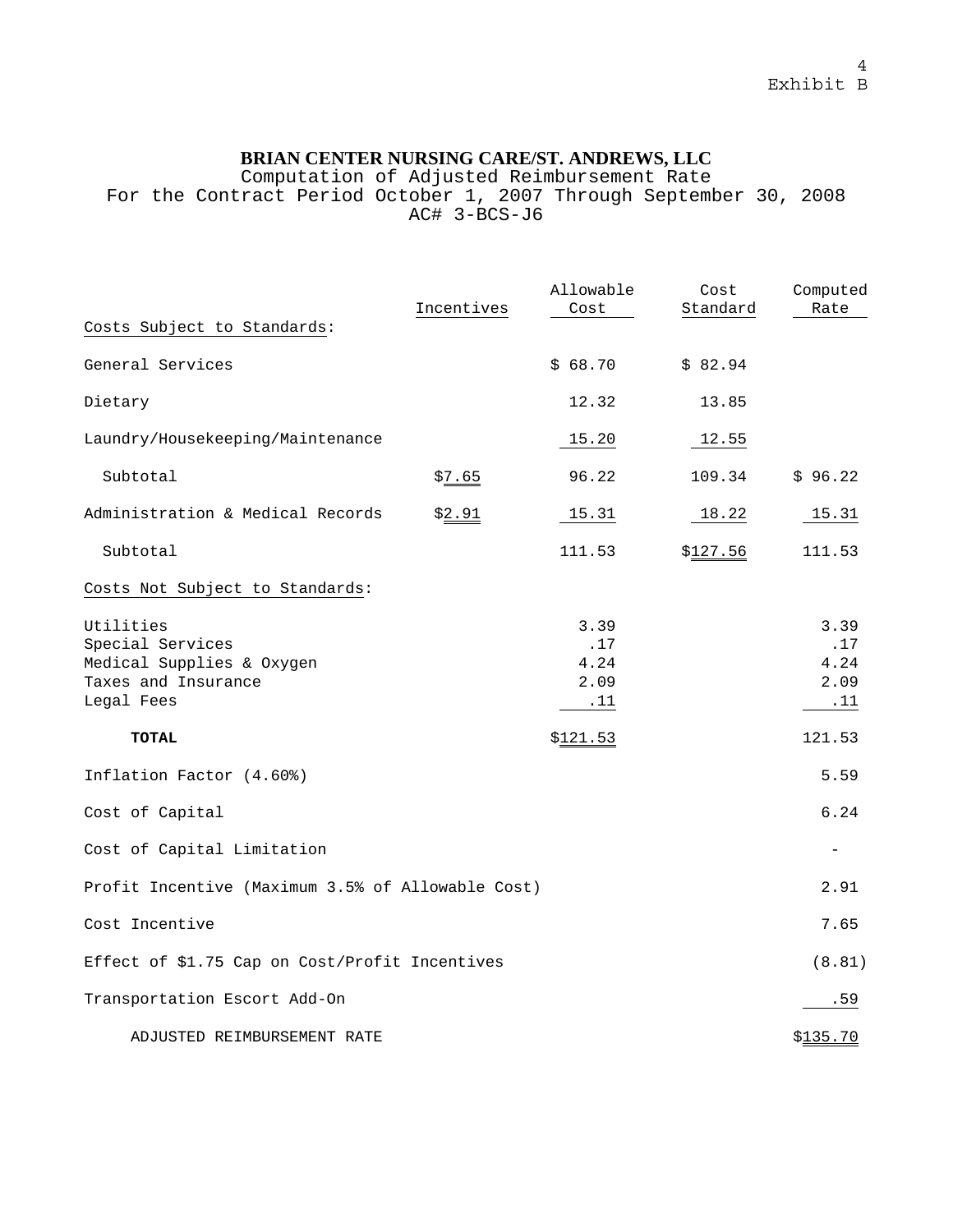Exhibit B

# BRIAN CENTER NURSING CARE/ST. ANDREWS, LLC

Computation of Adjusted Reimbursement Rate
For the Contract Period October 1, 2007 Through September 30, 2008
AC# 3-BCS-J6

| | Incentives | Allowable Cost | Cost Standard | Computed Rate |
|---|---|---|---|---|
| Costs Subject to Standards: | | | | |
| General Services | | $ 68.70 | $ 82.94 | |
| Dietary | | 12.32 | 13.85 | |
| Laundry/Housekeeping/Maintenance | | 15.20 | 12.55 | |
| Subtotal | $7.65 | 96.22 | 109.34 | $ 96.22 |
| Administration & Medical Records | $2.91 | 15.31 | 18.22 | 15.31 |
| Subtotal | | 111.53 | $127.56 | 111.53 |
| Costs Not Subject to Standards: | | | | |
| Utilities | | 3.39 | | 3.39 |
| Special Services | | .17 | | .17 |
| Medical Supplies & Oxygen | | 4.24 | | 4.24 |
| Taxes and Insurance | | 2.09 | | 2.09 |
| Legal Fees | | .11 | | .11 |
| **TOTAL** | | $121.53 | | 121.53 |
| Inflation Factor (4.60%) | | | | 5.59 |
| Cost of Capital | | | | 6.24 |
| Cost of Capital Limitation | | | | - |
| Profit Incentive (Maximum 3.5% of Allowable Cost) | | | | 2.91 |
| Cost Incentive | | | | 7.65 |
| Effect of $1.75 Cap on Cost/Profit Incentives | | | | (8.81) |
| Transportation Escort Add-On | | | | .59 |
| ADJUSTED REIMBURSEMENT RATE | | | | $135.70 |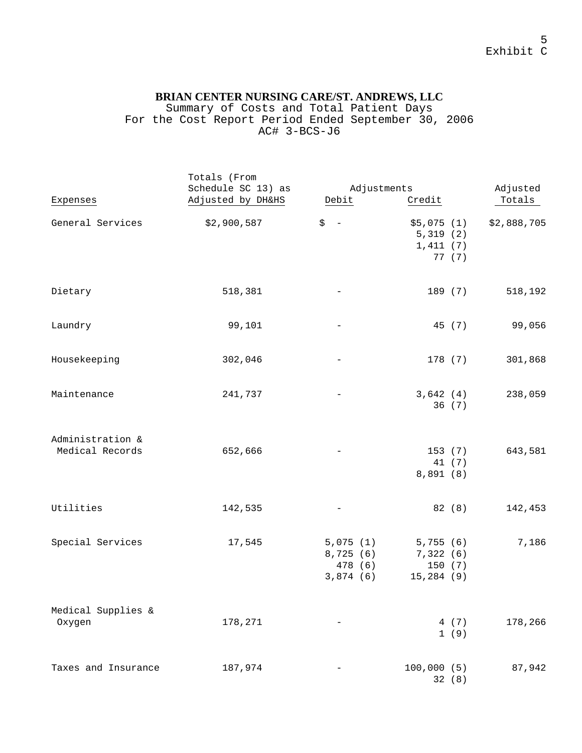Exhibit C

**BRIAN CENTER NURSING CARE/ST. ANDREWS, LLC**
Summary of Costs and Total Patient Days
For the Cost Report Period Ended September 30, 2006
AC# 3-BCS-J6

| Expenses | Totals (From Schedule SC 13) as Adjusted by DH&HS | Adjustments Debit | Adjustments Credit | Adjusted Totals |
|---|---|---|---|---|
| General Services | $2,900,587 | $ - | $5,075 (1)<br>5,319 (2)<br>1,411 (7)<br>77 (7) | $2,888,705 |
| Dietary | 518,381 | - | 189 (7) | 518,192 |
| Laundry | 99,101 | - | 45 (7) | 99,056 |
| Housekeeping | 302,046 | - | 178 (7) | 301,868 |
| Maintenance | 241,737 | - | 3,642 (4)<br>36 (7) | 238,059 |
| Administration & Medical Records | 652,666 | - | 153 (7)<br>41 (7)<br>8,891 (8) | 643,581 |
| Utilities | 142,535 | - | 82 (8) | 142,453 |
| Special Services | 17,545 | 5,075 (1)<br>8,725 (6)<br>478 (6)<br>3,874 (6) | 5,755 (6)<br>7,322 (6)<br>150 (7)<br>15,284 (9) | 7,186 |
| Medical Supplies & Oxygen | 178,271 | - | 4 (7)<br>1 (9) | 178,266 |
| Taxes and Insurance | 187,974 | - | 100,000 (5)<br>32 (8) | 87,942 |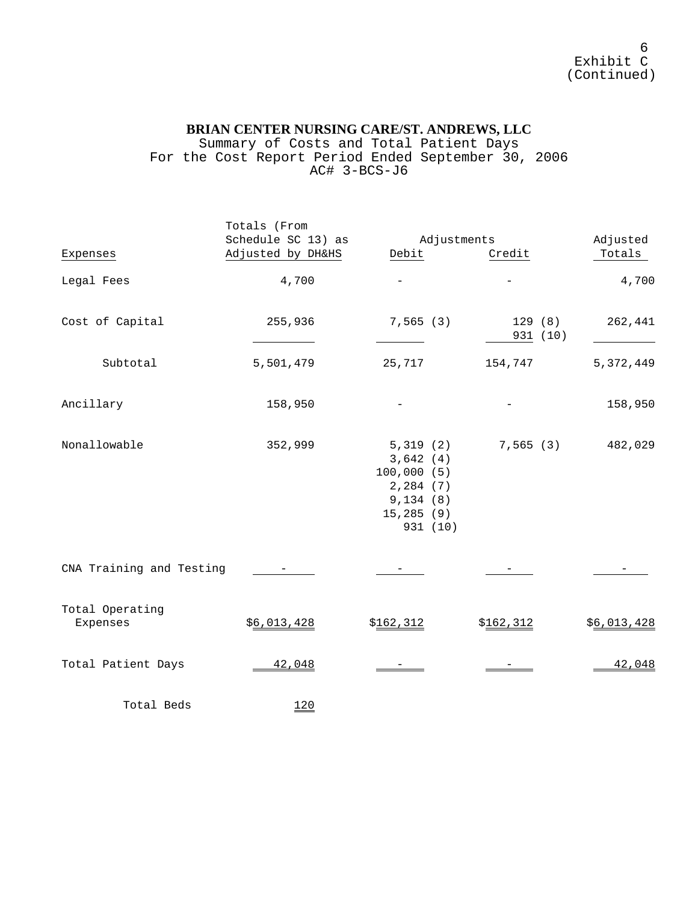Exhibit C
(Continued)

**BRIAN CENTER NURSING CARE/ST. ANDREWS, LLC**
Summary of Costs and Total Patient Days
For the Cost Report Period Ended September 30, 2006
AC# 3-BCS-J6

| Expenses | Totals (From Schedule SC 13) as Adjusted by DH&HS | Adjustments Debit | Adjustments Credit | Adjusted Totals |
|---|---|---|---|---|
| Legal Fees | 4,700 | - | - | 4,700 |
| Cost of Capital | 255,936 | 7,565 (3) | 129 (8)<br>931 (10) | 262,441 |
| Subtotal | 5,501,479 | 25,717 | 154,747 | 5,372,449 |
| Ancillary | 158,950 | - | - | 158,950 |
| Nonallowable | 352,999 | 5,319 (2)<br>3,642 (4)<br>100,000 (5)<br>2,284 (7)<br>9,134 (8)<br>15,285 (9)<br>931 (10) | 7,565 (3) | 482,029 |
| CNA Training and Testing | - | - | - | - |
| Total Operating Expenses | $6,013,428 | $162,312 | $162,312 | $6,013,428 |
| Total Patient Days | 42,048 | - | - | 42,048 |
| Total Beds | 120 | | | |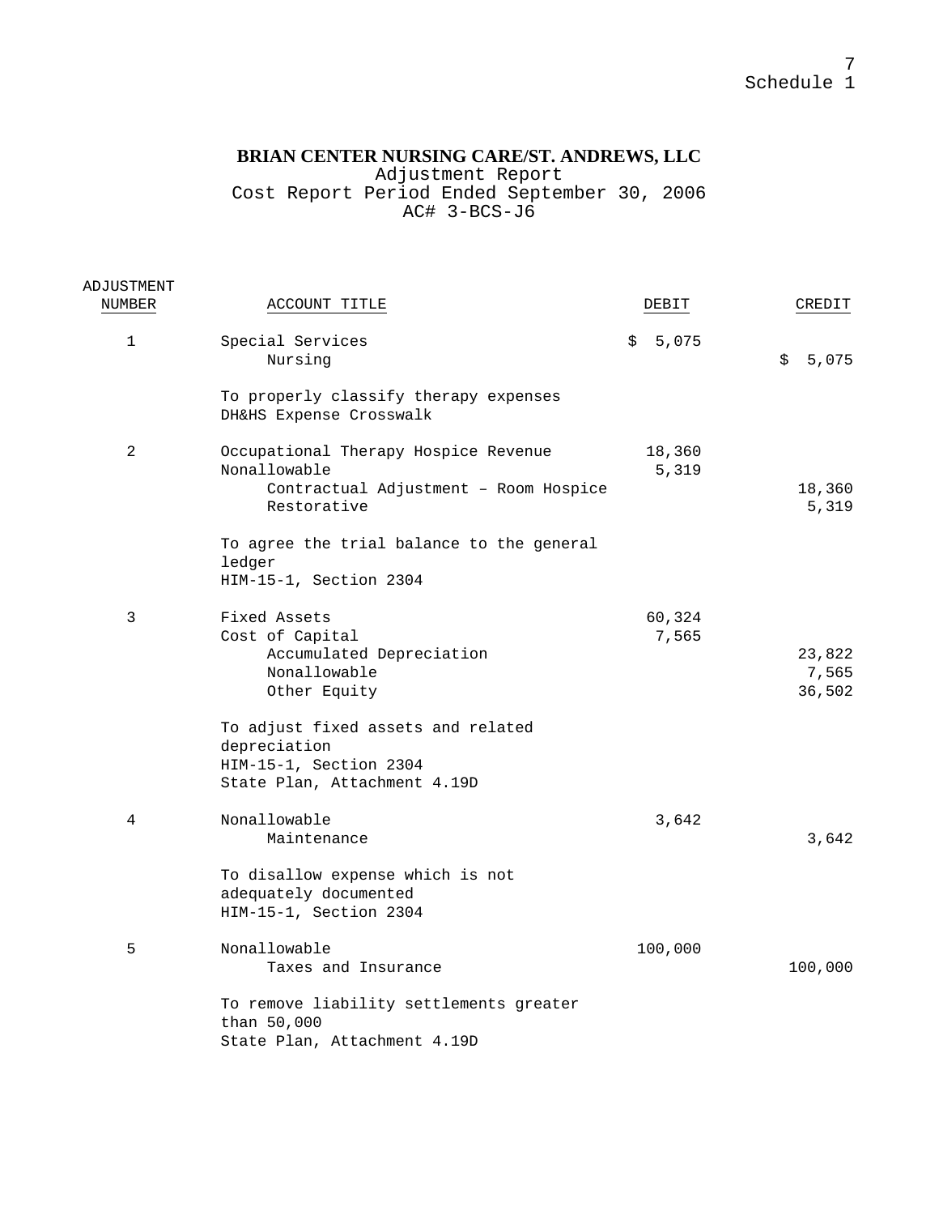Schedule 1

**BRIAN CENTER NURSING CARE/ST. ANDREWS, LLC**
Adjustment Report
Cost Report Period Ended September 30, 2006
AC# 3-BCS-J6

| ADJUSTMENT NUMBER | ACCOUNT TITLE | DEBIT | CREDIT |
|---|---|---|---|
| 1 | Special Services | $ 5,075 | |
| | Nursing | | $ 5,075 |
| | To properly classify therapy expenses<br>DH&HS Expense Crosswalk | | |
| 2 | Occupational Therapy Hospice Revenue | 18,360 | |
| | Nonallowable | 5,319 | |
| | Contractual Adjustment – Room Hospice | | 18,360 |
| | Restorative | | 5,319 |
| | To agree the trial balance to the general ledger<br>HIM-15-1, Section 2304 | | |
| 3 | Fixed Assets | 60,324 | |
| | Cost of Capital | 7,565 | |
| | Accumulated Depreciation | | 23,822 |
| | Nonallowable | | 7,565 |
| | Other Equity | | 36,502 |
| | To adjust fixed assets and related depreciation<br>HIM-15-1, Section 2304<br>State Plan, Attachment 4.19D | | |
| 4 | Nonallowable | 3,642 | |
| | Maintenance | | 3,642 |
| | To disallow expense which is not adequately documented<br>HIM-15-1, Section 2304 | | |
| 5 | Nonallowable | 100,000 | |
| | Taxes and Insurance | | 100,000 |
| | To remove liability settlements greater than 50,000<br>State Plan, Attachment 4.19D | | |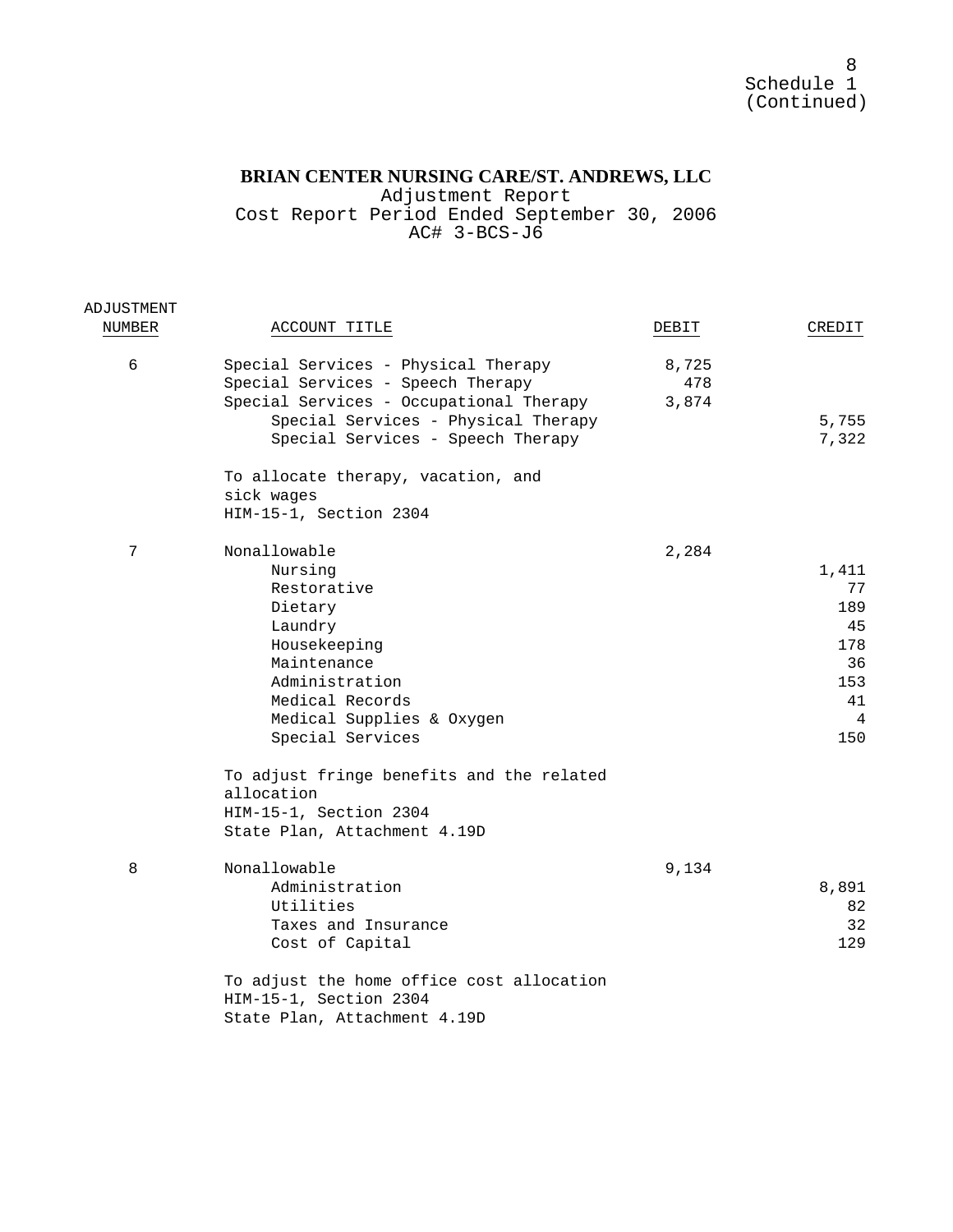Schedule 1
(Continued)

**BRIAN CENTER NURSING CARE/ST. ANDREWS, LLC**
Adjustment Report
Cost Report Period Ended September 30, 2006
AC# 3-BCS-J6

| ADJUSTMENT NUMBER | ACCOUNT TITLE | DEBIT | CREDIT |
|---|---|---|---|
| 6 | Special Services - Physical Therapy | 8,725 | |
| | Special Services - Speech Therapy | 478 | |
| | Special Services - Occupational Therapy | 3,874 | |
| | Special Services - Physical Therapy | | 5,755 |
| | Special Services - Speech Therapy | | 7,322 |
| | To allocate therapy, vacation, and sick wages<br>HIM-15-1, Section 2304 | | |
| 7 | Nonallowable | 2,284 | |
| | Nursing | | 1,411 |
| | Restorative | | 77 |
| | Dietary | | 189 |
| | Laundry | | 45 |
| | Housekeeping | | 178 |
| | Maintenance | | 36 |
| | Administration | | 153 |
| | Medical Records | | 41 |
| | Medical Supplies & Oxygen | | 4 |
| | Special Services | | 150 |
| | To adjust fringe benefits and the related allocation<br>HIM-15-1, Section 2304<br>State Plan, Attachment 4.19D | | |
| 8 | Nonallowable | 9,134 | |
| | Administration | | 8,891 |
| | Utilities | | 82 |
| | Taxes and Insurance | | 32 |
| | Cost of Capital | | 129 |
| | To adjust the home office cost allocation<br>HIM-15-1, Section 2304<br>State Plan, Attachment 4.19D | | |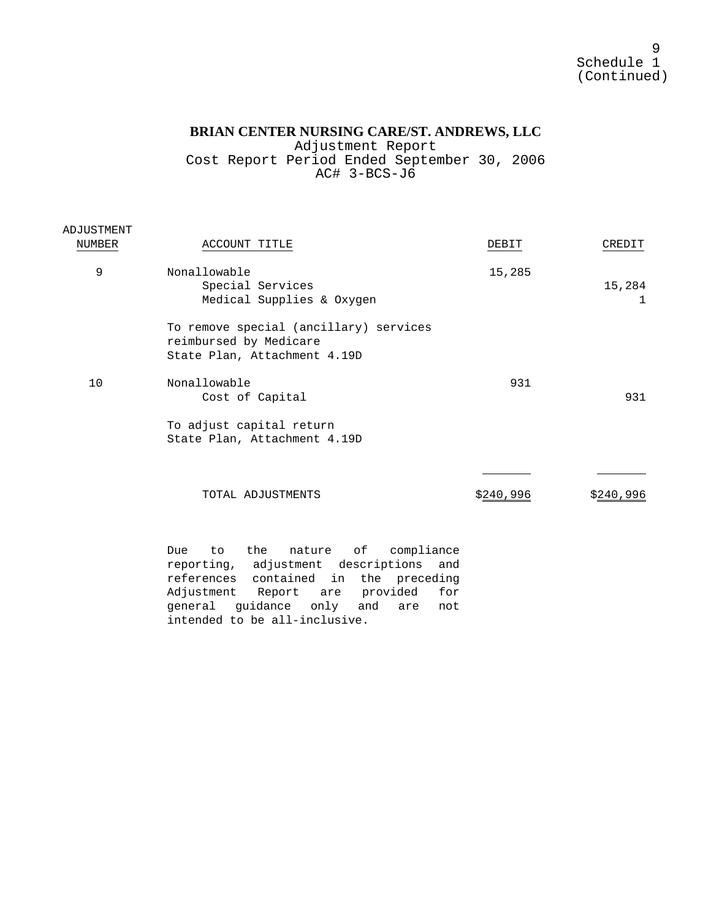Schedule 1
(Continued)

**BRIAN CENTER NURSING CARE/ST. ANDREWS, LLC**
Adjustment Report
Cost Report Period Ended September 30, 2006
AC# 3-BCS-J6

| ADJUSTMENT NUMBER | ACCOUNT TITLE | DEBIT | CREDIT |
|---|---|---|---|
| 9 | Nonallowable | 15,285 | |
| | Special Services | | 15,284 |
| | Medical Supplies & Oxygen | | 1 |
| | To remove special (ancillary) services reimbursed by Medicare State Plan, Attachment 4.19D | | |
| 10 | Nonallowable | 931 | |
| | Cost of Capital | | 931 |
| | To adjust capital return State Plan, Attachment 4.19D | | |
| | TOTAL ADJUSTMENTS | $240,996 | $240,996 |

Due to the nature of compliance reporting, adjustment descriptions and references contained in the preceding Adjustment Report are provided for general guidance only and are not intended to be all-inclusive.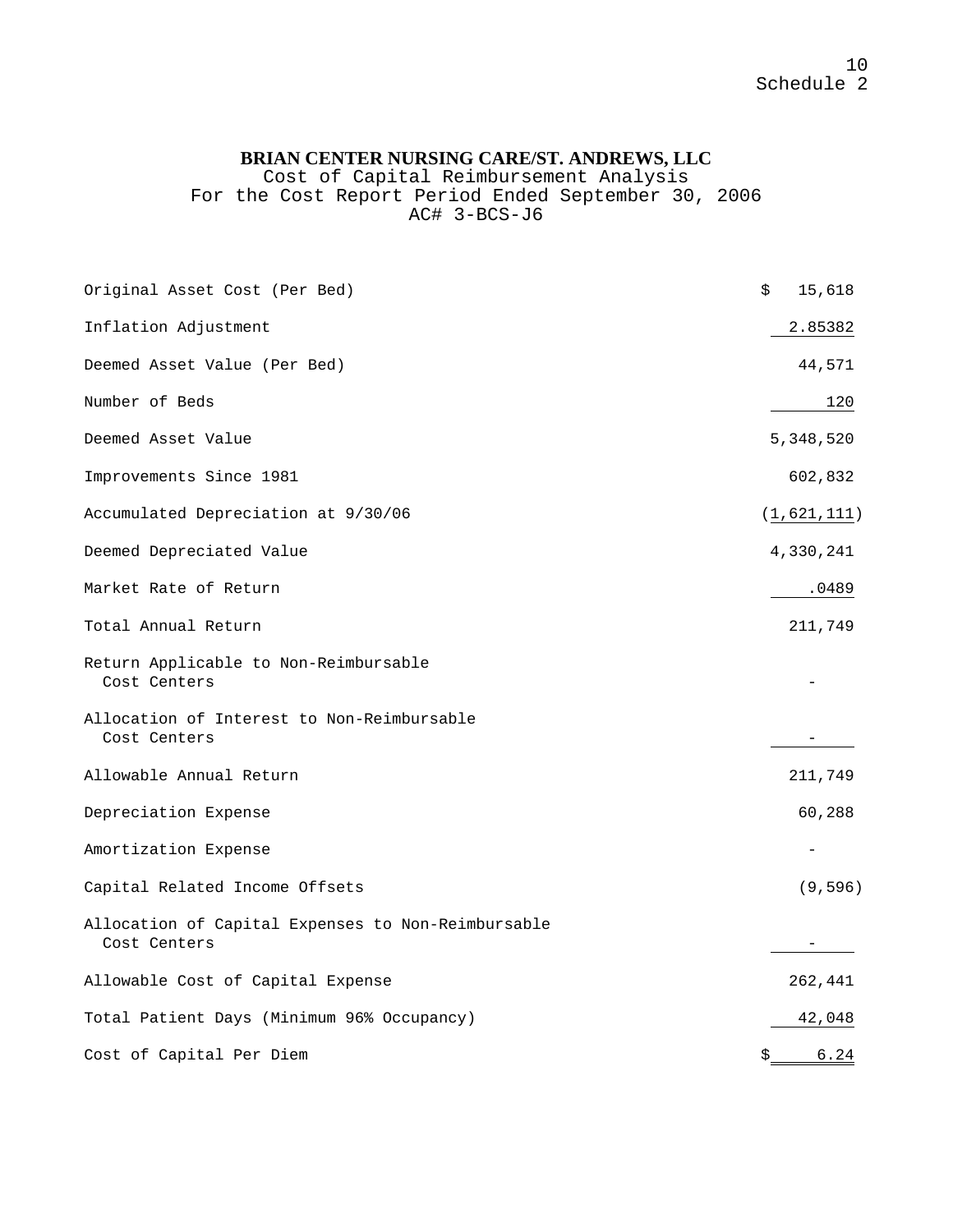Schedule 2

**BRIAN CENTER NURSING CARE/ST. ANDREWS, LLC**
Cost of Capital Reimbursement Analysis
For the Cost Report Period Ended September 30, 2006
AC# 3-BCS-J6

| | |
|---|---|
| Original Asset Cost (Per Bed) | $ 15,618 |
| Inflation Adjustment | 2.85382 |
| Deemed Asset Value (Per Bed) | 44,571 |
| Number of Beds | 120 |
| Deemed Asset Value | 5,348,520 |
| Improvements Since 1981 | 602,832 |
| Accumulated Depreciation at 9/30/06 | (1,621,111) |
| Deemed Depreciated Value | 4,330,241 |
| Market Rate of Return | .0489 |
| Total Annual Return | 211,749 |
| Return Applicable to Non-Reimbursable Cost Centers | - |
| Allocation of Interest to Non-Reimbursable Cost Centers | - |
| Allowable Annual Return | 211,749 |
| Depreciation Expense | 60,288 |
| Amortization Expense | - |
| Capital Related Income Offsets | (9,596) |
| Allocation of Capital Expenses to Non-Reimbursable Cost Centers | - |
| Allowable Cost of Capital Expense | 262,441 |
| Total Patient Days (Minimum 96% Occupancy) | 42,048 |
| Cost of Capital Per Diem | $ 6.24 |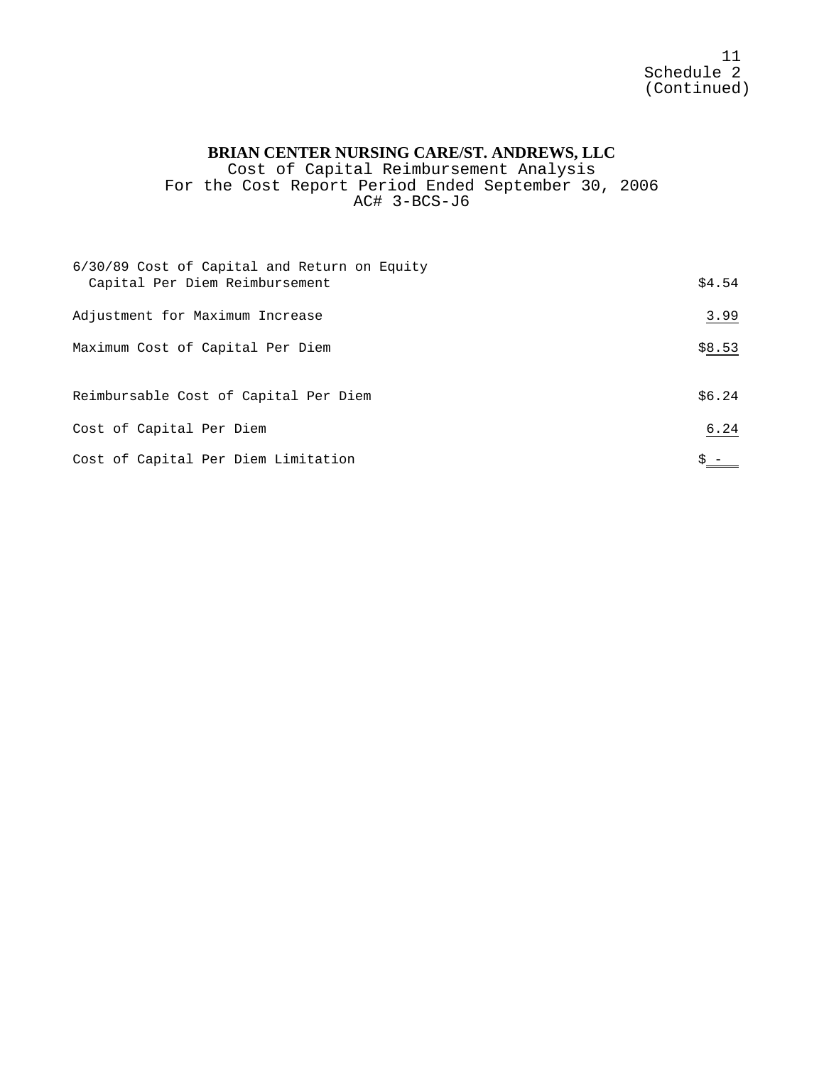Schedule 2
(Continued)

**BRIAN CENTER NURSING CARE/ST. ANDREWS, LLC**
Cost of Capital Reimbursement Analysis
For the Cost Report Period Ended September 30, 2006
AC# 3-BCS-J6

| | |
|---|---:|
| 6/30/89 Cost of Capital and Return on Equity Capital Per Diem Reimbursement | $4.54 |
| Adjustment for Maximum Increase | 3.99 |
| Maximum Cost of Capital Per Diem | $8.53 |
| | |
| Reimbursable Cost of Capital Per Diem | $6.24 |
| Cost of Capital Per Diem | 6.24 |
| Cost of Capital Per Diem Limitation | $ - |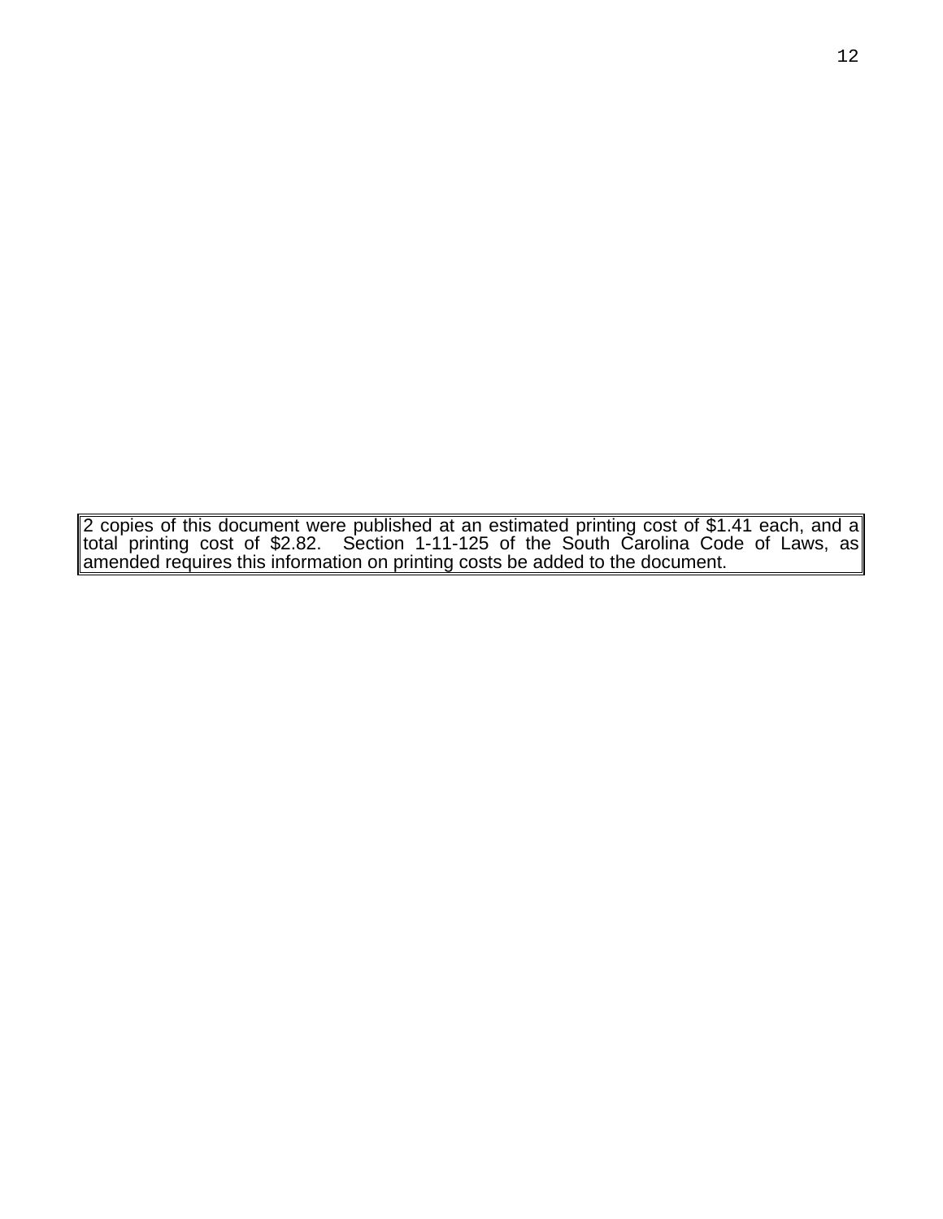2 copies of this document were published at an estimated printing cost of $1.41 each, and a total printing cost of $2.82. Section 1-11-125 of the South Carolina Code of Laws, as amended requires this information on printing costs be added to the document.